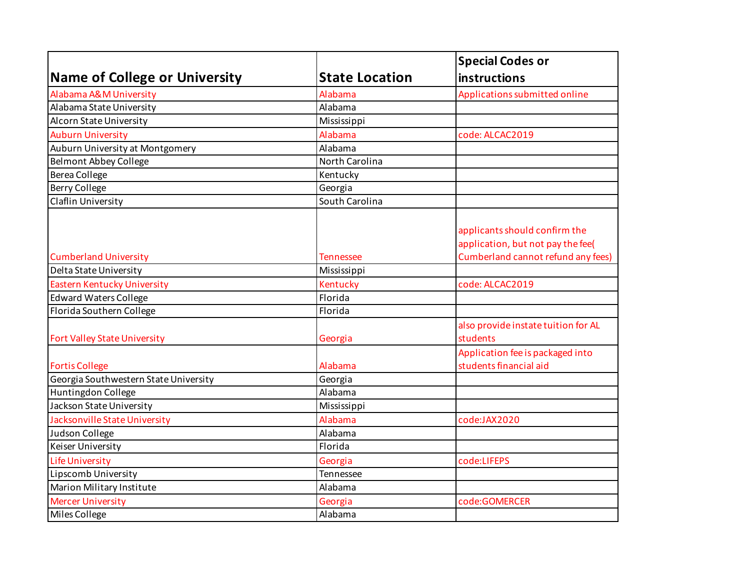| Name of College or University | State Location | Special Codes or instructions |
| --- | --- | --- |
| Alabama A&M University | Alabama | Applications submitted online |
| Alabama State University | Alabama | |
| Alcorn State University | Mississippi | |
| Auburn University | Alabama | code: ALCAC2019 |
| Auburn University at Montgomery | Alabama | |
| Belmont Abbey College | North Carolina | |
| Berea College | Kentucky | |
| Berry College | Georgia | |
| Claflin University | South Carolina | |
| Cumberland University | Tennessee | applicants should confirm the application, but not pay the fee( Cumberland cannot refund any fees) |
| Delta State University | Mississippi | |
| Eastern Kentucky University | Kentucky | code: ALCAC2019 |
| Edward Waters College | Florida | |
| Florida Southern College | Florida | |
| Fort Valley State University | Georgia | also provide instate tuition for AL students |
| Fortis College | Alabama | Application fee is packaged into students financial aid |
| Georgia Southwestern State University | Georgia | |
| Huntingdon College | Alabama | |
| Jackson State University | Mississippi | |
| Jacksonville State University | Alabama | code:JAX2020 |
| Judson College | Alabama | |
| Keiser University | Florida | |
| Life University | Georgia | code:LIFEPS |
| Lipscomb University | Tennessee | |
| Marion Military Institute | Alabama | |
| Mercer University | Georgia | code:GOMERCER |
| Miles College | Alabama | |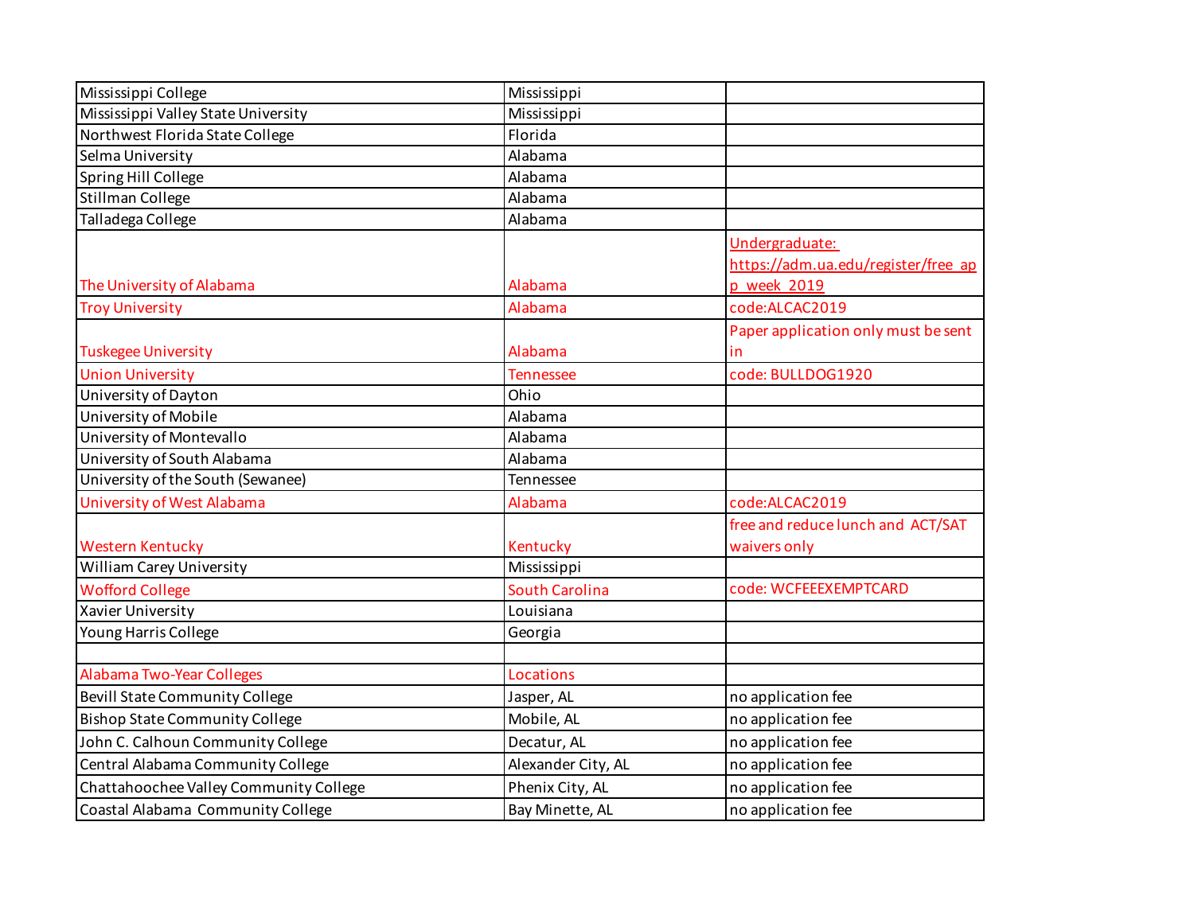| | | |
|---|---|---|
| Mississippi College | Mississippi | |
| Mississippi Valley State University | Mississippi | |
| Northwest Florida State College | Florida | |
| Selma University | Alabama | |
| Spring Hill College | Alabama | |
| Stillman College | Alabama | |
| Talladega College | Alabama | |
| The University of Alabama | Alabama | Undergraduate: https://adm.ua.edu/register/free_app_week_2019 |
| Troy University | Alabama | code:ALCAC2019 |
| Tuskegee University | Alabama | Paper application only must be sent in |
| Union University | Tennessee | code: BULLDOG1920 |
| University of Dayton | Ohio | |
| University of Mobile | Alabama | |
| University of Montevallo | Alabama | |
| University of South Alabama | Alabama | |
| University of the South (Sewanee) | Tennessee | |
| University of West Alabama | Alabama | code:ALCAC2019 |
| Western Kentucky | Kentucky | free and reduce lunch and ACT/SAT waivers only |
| William Carey University | Mississippi | |
| Wofford College | South Carolina | code: WCFEEEXEMPTCARD |
| Xavier University | Louisiana | |
| Young Harris College | Georgia | |
| | | |
| Alabama Two-Year Colleges | Locations | |
| Bevill State Community College | Jasper, AL | no application fee |
| Bishop State Community College | Mobile, AL | no application fee |
| John C. Calhoun Community College | Decatur, AL | no application fee |
| Central Alabama Community College | Alexander City, AL | no application fee |
| Chattahoochee Valley Community College | Phenix City, AL | no application fee |
| Coastal Alabama Community College | Bay Minette, AL | no application fee |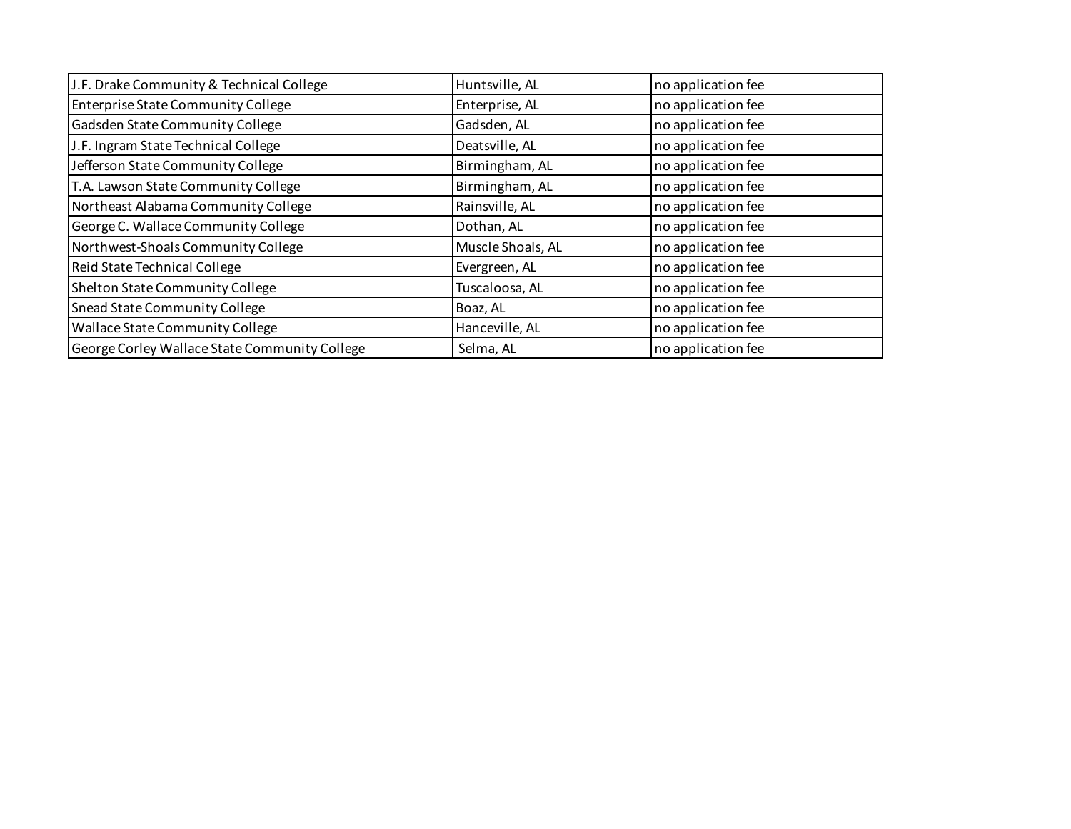| | | |
|---|---|---|
| J.F. Drake Community & Technical College | Huntsville, AL | no application fee |
| Enterprise State Community College | Enterprise, AL | no application fee |
| Gadsden State Community College | Gadsden, AL | no application fee |
| J.F. Ingram State Technical College | Deatsville, AL | no application fee |
| Jefferson State Community College | Birmingham, AL | no application fee |
| T.A. Lawson State Community College | Birmingham, AL | no application fee |
| Northeast Alabama Community College | Rainsville, AL | no application fee |
| George C. Wallace Community College | Dothan, AL | no application fee |
| Northwest-Shoals Community College | Muscle Shoals, AL | no application fee |
| Reid State Technical College | Evergreen, AL | no application fee |
| Shelton State Community College | Tuscaloosa, AL | no application fee |
| Snead State Community College | Boaz, AL | no application fee |
| Wallace State Community College | Hanceville, AL | no application fee |
| George Corley Wallace State Community College | Selma, AL | no application fee |